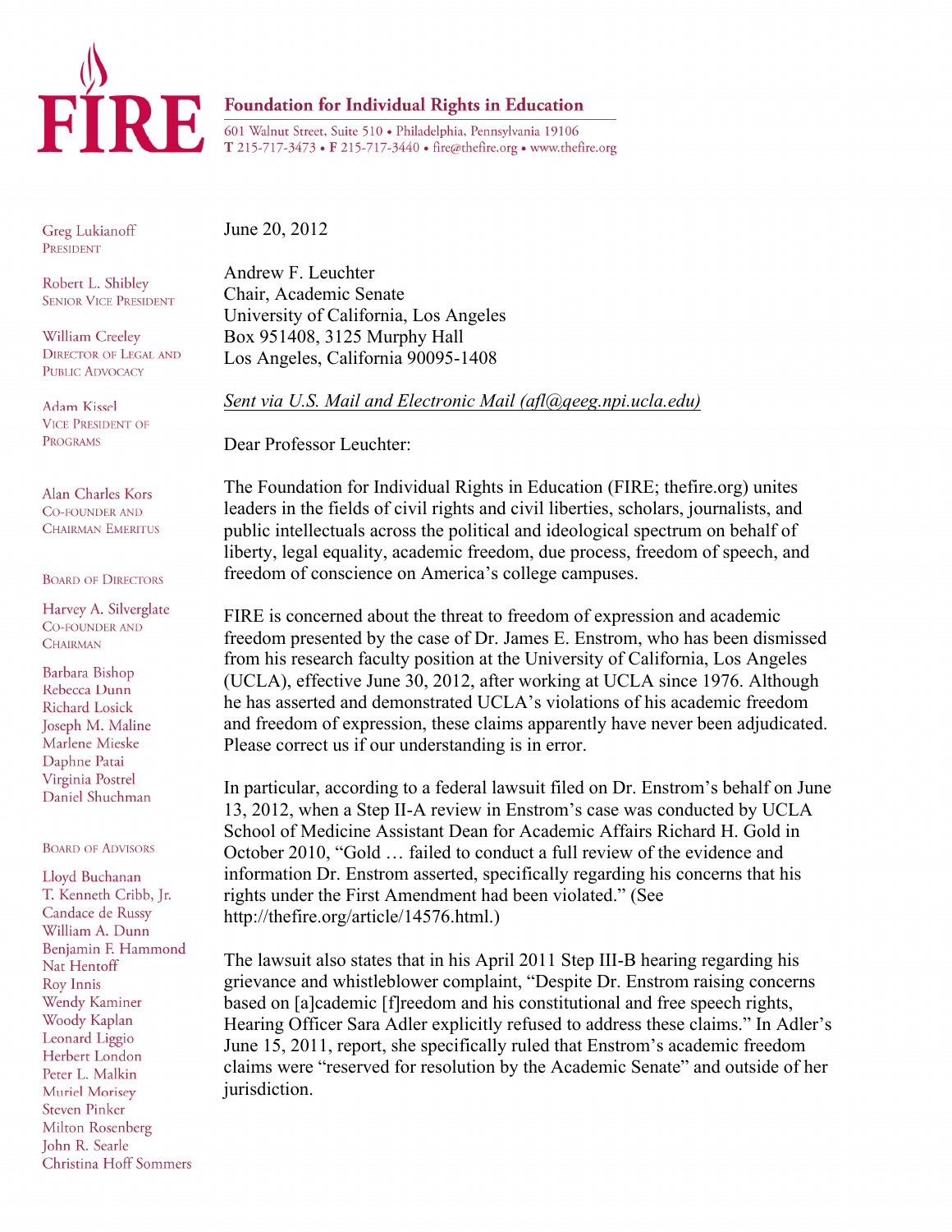# FIRE

**Foundation for Individual Rights in Education**

601 Walnut Street, Suite 510 • Philadelphia, Pennsylvania 19106
T 215-717-3473 • F 215-717-3440 • fire@thefire.org • www.thefire.org

Greg Lukianoff
PRESIDENT

Robert L. Shibley
SENIOR VICE PRESIDENT

William Creeley
DIRECTOR OF LEGAL AND PUBLIC ADVOCACY

Adam Kissel
VICE PRESIDENT OF PROGRAMS

Alan Charles Kors
CO-FOUNDER AND CHAIRMAN EMERITUS

BOARD OF DIRECTORS

Harvey A. Silverglate
CO-FOUNDER AND CHAIRMAN

Barbara Bishop
Rebecca Dunn
Richard Losick
Joseph M. Maline
Marlene Mieske
Daphne Patai
Virginia Postrel
Daniel Shuchman

BOARD OF ADVISORS

Lloyd Buchanan
T. Kenneth Cribb, Jr.
Candace de Russy
William A. Dunn
Benjamin F. Hammond
Nat Hentoff
Roy Innis
Wendy Kaminer
Woody Kaplan
Leonard Liggio
Herbert London
Peter L. Malkin
Muriel Morisey
Steven Pinker
Milton Rosenberg
John R. Searle
Christina Hoff Sommers

June 20, 2012

Andrew F. Leuchter
Chair, Academic Senate
University of California, Los Angeles
Box 951408, 3125 Murphy Hall
Los Angeles, California 90095-1408

*Sent via U.S. Mail and Electronic Mail (afl@qeeg.npi.ucla.edu)*

Dear Professor Leuchter:

The Foundation for Individual Rights in Education (FIRE; thefire.org) unites leaders in the fields of civil rights and civil liberties, scholars, journalists, and public intellectuals across the political and ideological spectrum on behalf of liberty, legal equality, academic freedom, due process, freedom of speech, and freedom of conscience on America's college campuses.

FIRE is concerned about the threat to freedom of expression and academic freedom presented by the case of Dr. James E. Enstrom, who has been dismissed from his research faculty position at the University of California, Los Angeles (UCLA), effective June 30, 2012, after working at UCLA since 1976. Although he has asserted and demonstrated UCLA's violations of his academic freedom and freedom of expression, these claims apparently have never been adjudicated. Please correct us if our understanding is in error.

In particular, according to a federal lawsuit filed on Dr. Enstrom's behalf on June 13, 2012, when a Step II-A review in Enstrom's case was conducted by UCLA School of Medicine Assistant Dean for Academic Affairs Richard H. Gold in October 2010, "Gold … failed to conduct a full review of the evidence and information Dr. Enstrom asserted, specifically regarding his concerns that his rights under the First Amendment had been violated." (See http://thefire.org/article/14576.html.)

The lawsuit also states that in his April 2011 Step III-B hearing regarding his grievance and whistleblower complaint, "Despite Dr. Enstrom raising concerns based on [a]cademic [f]reedom and his constitutional and free speech rights, Hearing Officer Sara Adler explicitly refused to address these claims." In Adler's June 15, 2011, report, she specifically ruled that Enstrom's academic freedom claims were "reserved for resolution by the Academic Senate" and outside of her jurisdiction.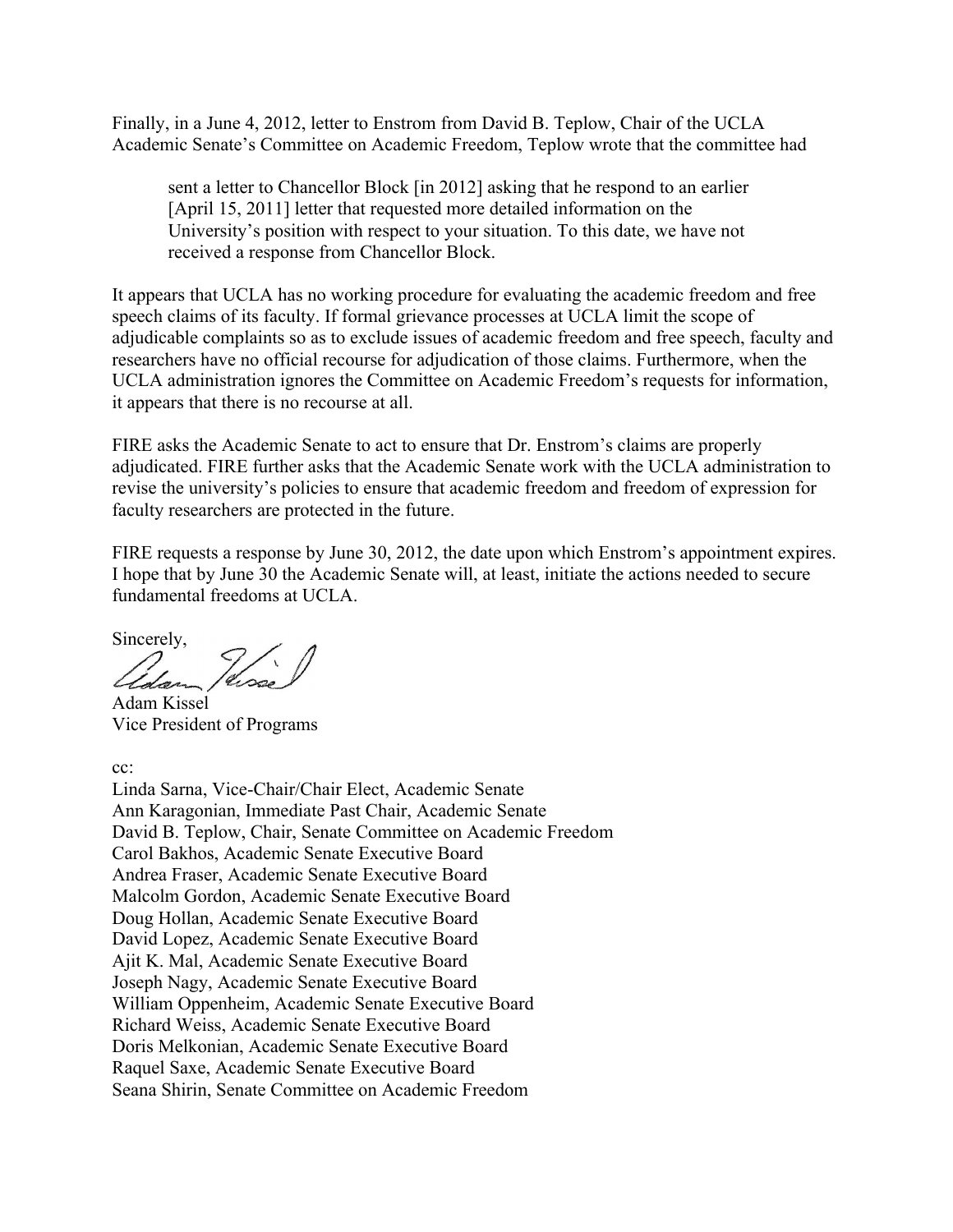Finally, in a June 4, 2012, letter to Enstrom from David B. Teplow, Chair of the UCLA Academic Senate's Committee on Academic Freedom, Teplow wrote that the committee had

> sent a letter to Chancellor Block [in 2012] asking that he respond to an earlier [April 15, 2011] letter that requested more detailed information on the University's position with respect to your situation. To this date, we have not received a response from Chancellor Block.

It appears that UCLA has no working procedure for evaluating the academic freedom and free speech claims of its faculty. If formal grievance processes at UCLA limit the scope of adjudicable complaints so as to exclude issues of academic freedom and free speech, faculty and researchers have no official recourse for adjudication of those claims. Furthermore, when the UCLA administration ignores the Committee on Academic Freedom's requests for information, it appears that there is no recourse at all.

FIRE asks the Academic Senate to act to ensure that Dr. Enstrom's claims are properly adjudicated. FIRE further asks that the Academic Senate work with the UCLA administration to revise the university's policies to ensure that academic freedom and freedom of expression for faculty researchers are protected in the future.

FIRE requests a response by June 30, 2012, the date upon which Enstrom's appointment expires. I hope that by June 30 the Academic Senate will, at least, initiate the actions needed to secure fundamental freedoms at UCLA.

Sincerely,

Adam Kissel  
Vice President of Programs

cc:  
Linda Sarna, Vice-Chair/Chair Elect, Academic Senate  
Ann Karagonian, Immediate Past Chair, Academic Senate  
David B. Teplow, Chair, Senate Committee on Academic Freedom  
Carol Bakhos, Academic Senate Executive Board  
Andrea Fraser, Academic Senate Executive Board  
Malcolm Gordon, Academic Senate Executive Board  
Doug Hollan, Academic Senate Executive Board  
David Lopez, Academic Senate Executive Board  
Ajit K. Mal, Academic Senate Executive Board  
Joseph Nagy, Academic Senate Executive Board  
William Oppenheim, Academic Senate Executive Board  
Richard Weiss, Academic Senate Executive Board  
Doris Melkonian, Academic Senate Executive Board  
Raquel Saxe, Academic Senate Executive Board  
Seana Shirin, Senate Committee on Academic Freedom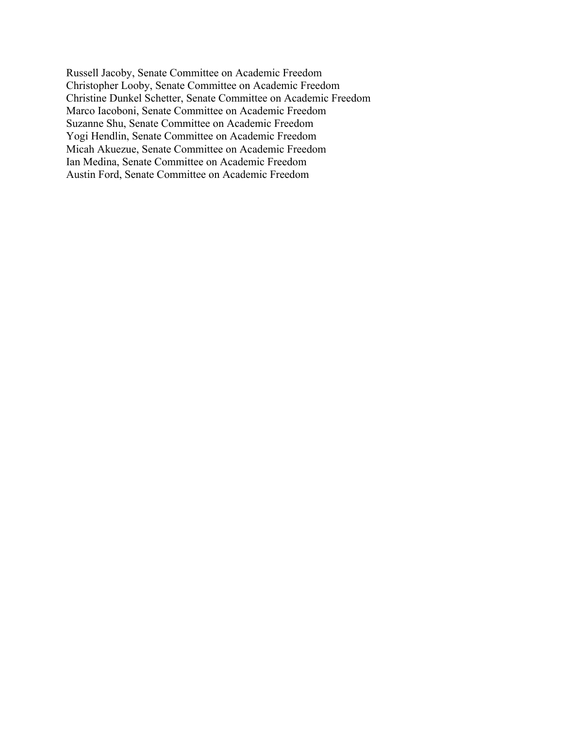Russell Jacoby, Senate Committee on Academic Freedom
Christopher Looby, Senate Committee on Academic Freedom
Christine Dunkel Schetter, Senate Committee on Academic Freedom
Marco Iacoboni, Senate Committee on Academic Freedom
Suzanne Shu, Senate Committee on Academic Freedom
Yogi Hendlin, Senate Committee on Academic Freedom
Micah Akuezue, Senate Committee on Academic Freedom
Ian Medina, Senate Committee on Academic Freedom
Austin Ford, Senate Committee on Academic Freedom